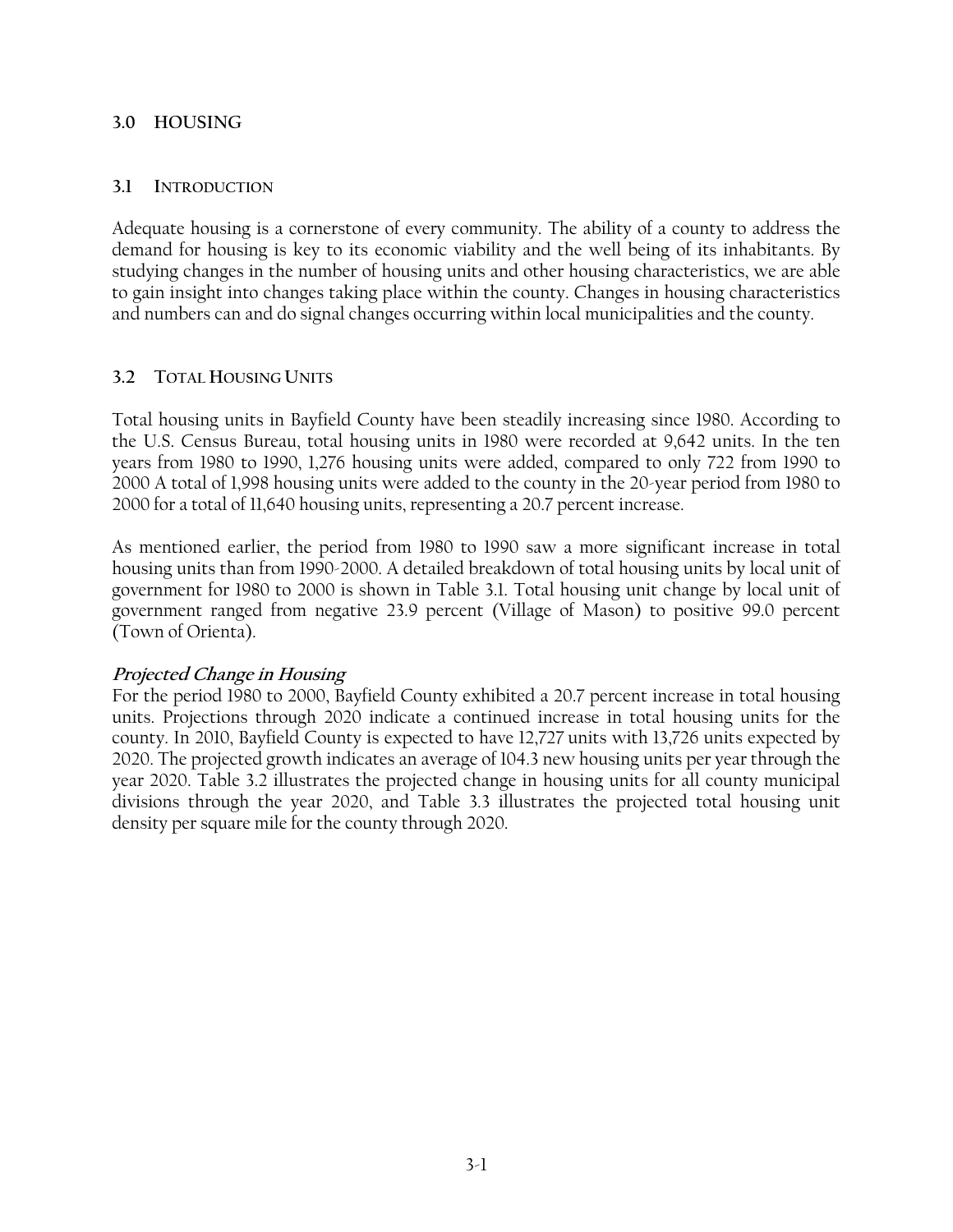# 3.0 HOUSING

## 3.1 INTRODUCTION

Adequate housing is a cornerstone of every community. The ability of a county to address the demand for housing is key to its economic viability and the well being of its inhabitants. By studying changes in the number of housing units and other housing characteristics, we are able to gain insight into changes taking place within the county. Changes in housing characteristics and numbers can and do signal changes occurring within local municipalities and the county.

## 3.2 TOTAL HOUSING UNITS

Total housing units in Bayfield County have been steadily increasing since 1980. According to the U.S. Census Bureau, total housing units in 1980 were recorded at 9,642 units. In the ten years from 1980 to 1990, 1,276 housing units were added, compared to only 722 from 1990 to 2000 A total of 1,998 housing units were added to the county in the 20-year period from 1980 to 2000 for a total of 11,640 housing units, representing a 20.7 percent increase.

As mentioned earlier, the period from 1980 to 1990 saw a more significant increase in total housing units than from 1990-2000. A detailed breakdown of total housing units by local unit of government for 1980 to 2000 is shown in Table 3.1. Total housing unit change by local unit of government ranged from negative 23.9 percent (Village of Mason) to positive 99.0 percent (Town of Orienta).

***Projected Change in Housing***

For the period 1980 to 2000, Bayfield County exhibited a 20.7 percent increase in total housing units. Projections through 2020 indicate a continued increase in total housing units for the county. In 2010, Bayfield County is expected to have 12,727 units with 13,726 units expected by 2020. The projected growth indicates an average of 104.3 new housing units per year through the year 2020. Table 3.2 illustrates the projected change in housing units for all county municipal divisions through the year 2020, and Table 3.3 illustrates the projected total housing unit density per square mile for the county through 2020.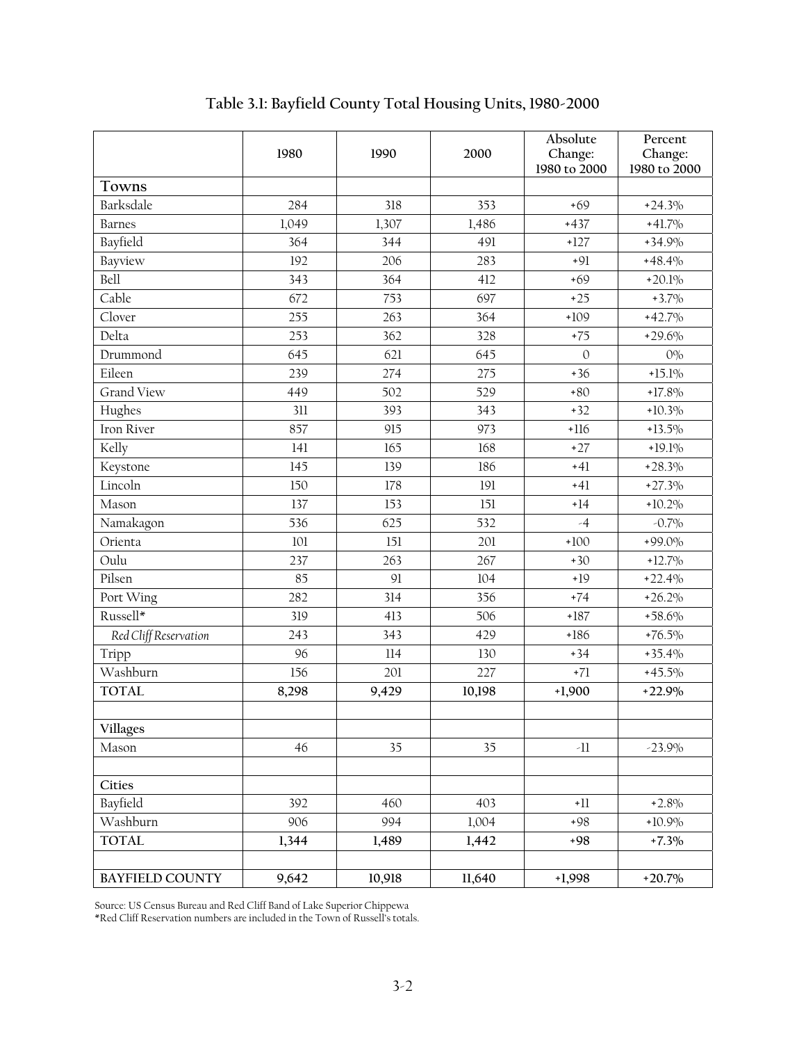# Table 3.1: Bayfield County Total Housing Units, 1980-2000

| | 1980 | 1990 | 2000 | Absolute Change: 1980 to 2000 | Percent Change: 1980 to 2000 |
|---|---|---|---|---|---|
| **Towns** | | | | | |
| Barksdale | 284 | 318 | 353 | +69 | +24.3% |
| Barnes | 1,049 | 1,307 | 1,486 | +437 | +41.7% |
| Bayfield | 364 | 344 | 491 | +127 | +34.9% |
| Bayview | 192 | 206 | 283 | +91 | +48.4% |
| Bell | 343 | 364 | 412 | +69 | +20.1% |
| Cable | 672 | 753 | 697 | +25 | +3.7% |
| Clover | 255 | 263 | 364 | +109 | +42.7% |
| Delta | 253 | 362 | 328 | +75 | +29.6% |
| Drummond | 645 | 621 | 645 | 0 | 0% |
| Eileen | 239 | 274 | 275 | +36 | +15.1% |
| Grand View | 449 | 502 | 529 | +80 | +17.8% |
| Hughes | 311 | 393 | 343 | +32 | +10.3% |
| Iron River | 857 | 915 | 973 | +116 | +13.5% |
| Kelly | 141 | 165 | 168 | +27 | +19.1% |
| Keystone | 145 | 139 | 186 | +41 | +28.3% |
| Lincoln | 150 | 178 | 191 | +41 | +27.3% |
| Mason | 137 | 153 | 151 | +14 | +10.2% |
| Namakagon | 536 | 625 | 532 | -4 | -0.7% |
| Orienta | 101 | 151 | 201 | +100 | +99.0% |
| Oulu | 237 | 263 | 267 | +30 | +12.7% |
| Pilsen | 85 | 91 | 104 | +19 | +22.4% |
| Port Wing | 282 | 314 | 356 | +74 | +26.2% |
| Russell* | 319 | 413 | 506 | +187 | +58.6% |
| *Red Cliff Reservation* | 243 | 343 | 429 | +186 | +76.5% |
| Tripp | 96 | 114 | 130 | +34 | +35.4% |
| Washburn | 156 | 201 | 227 | +71 | +45.5% |
| **TOTAL** | **8,298** | **9,429** | **10,198** | **+1,900** | **+22.9%** |
| | | | | | |
| **Villages** | | | | | |
| Mason | 46 | 35 | 35 | -11 | -23.9% |
| | | | | | |
| **Cities** | | | | | |
| Bayfield | 392 | 460 | 403 | +11 | +2.8% |
| Washburn | 906 | 994 | 1,004 | +98 | +10.9% |
| **TOTAL** | **1,344** | **1,489** | **1,442** | **+98** | **+7.3%** |
| | | | | | |
| **BAYFIELD COUNTY** | **9,642** | **10,918** | **11,640** | **+1,998** | **+20.7%** |

Source: US Census Bureau and Red Cliff Band of Lake Superior Chippewa
*Red Cliff Reservation numbers are included in the Town of Russell's totals.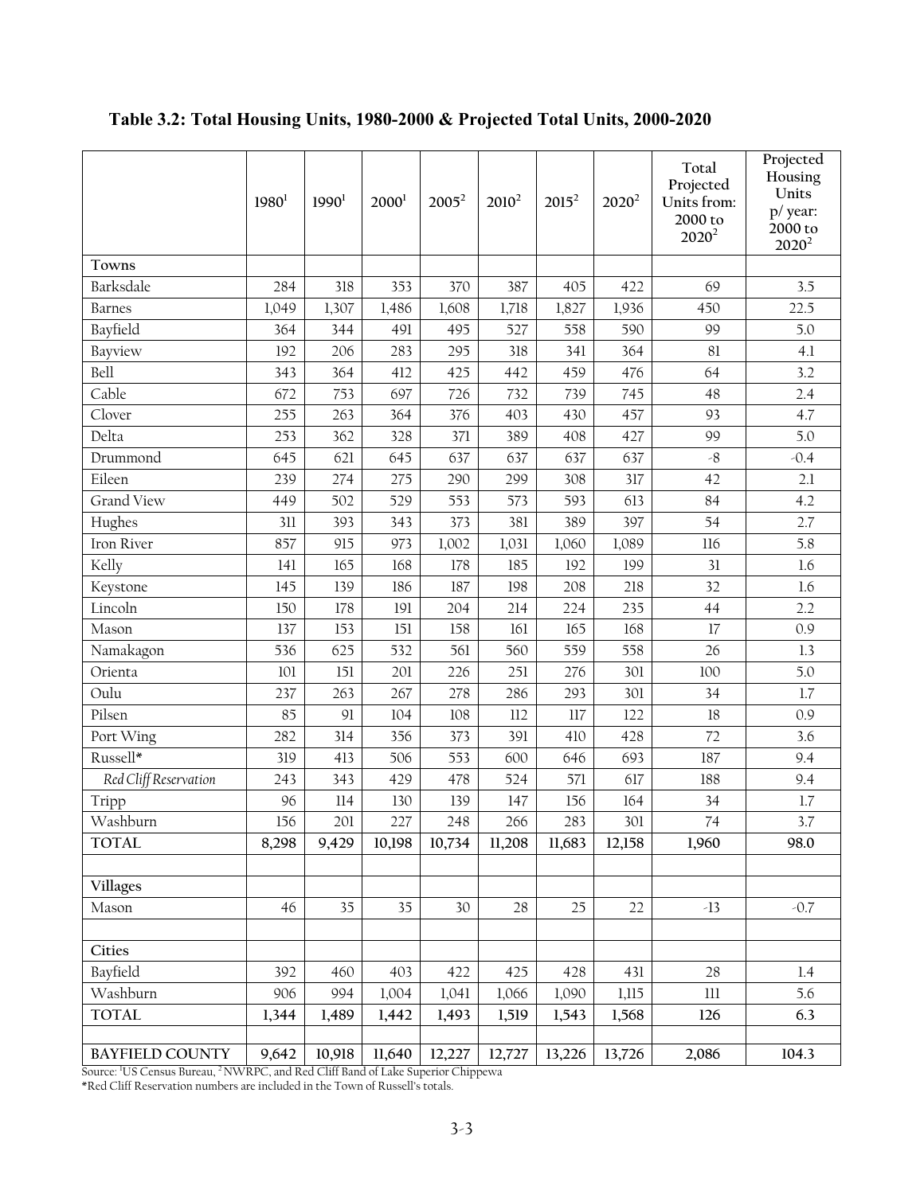### Table 3.2: Total Housing Units, 1980-2000 & Projected Total Units, 2000-2020

| | 1980[1] | 1990[1] | 2000[1] | 2005[2] | 2010[2] | 2015[2] | 2020[2] | Total Projected Units from: 2000 to 2020[2] | Projected Housing Units p/ year: 2000 to 2020[2] |
|---|---|---|---|---|---|---|---|---|---|
| **Towns** | | | | | | | | | |
| Barksdale | 284 | 318 | 353 | 370 | 387 | 405 | 422 | 69 | 3.5 |
| Barnes | 1,049 | 1,307 | 1,486 | 1,608 | 1,718 | 1,827 | 1,936 | 450 | 22.5 |
| Bayfield | 364 | 344 | 491 | 495 | 527 | 558 | 590 | 99 | 5.0 |
| Bayview | 192 | 206 | 283 | 295 | 318 | 341 | 364 | 81 | 4.1 |
| Bell | 343 | 364 | 412 | 425 | 442 | 459 | 476 | 64 | 3.2 |
| Cable | 672 | 753 | 697 | 726 | 732 | 739 | 745 | 48 | 2.4 |
| Clover | 255 | 263 | 364 | 376 | 403 | 430 | 457 | 93 | 4.7 |
| Delta | 253 | 362 | 328 | 371 | 389 | 408 | 427 | 99 | 5.0 |
| Drummond | 645 | 621 | 645 | 637 | 637 | 637 | 637 | -8 | -0.4 |
| Eileen | 239 | 274 | 275 | 290 | 299 | 308 | 317 | 42 | 2.1 |
| Grand View | 449 | 502 | 529 | 553 | 573 | 593 | 613 | 84 | 4.2 |
| Hughes | 311 | 393 | 343 | 373 | 381 | 389 | 397 | 54 | 2.7 |
| Iron River | 857 | 915 | 973 | 1,002 | 1,031 | 1,060 | 1,089 | 116 | 5.8 |
| Kelly | 141 | 165 | 168 | 178 | 185 | 192 | 199 | 31 | 1.6 |
| Keystone | 145 | 139 | 186 | 187 | 198 | 208 | 218 | 32 | 1.6 |
| Lincoln | 150 | 178 | 191 | 204 | 214 | 224 | 235 | 44 | 2.2 |
| Mason | 137 | 153 | 151 | 158 | 161 | 165 | 168 | 17 | 0.9 |
| Namakagon | 536 | 625 | 532 | 561 | 560 | 559 | 558 | 26 | 1.3 |
| Orienta | 101 | 151 | 201 | 226 | 251 | 276 | 301 | 100 | 5.0 |
| Oulu | 237 | 263 | 267 | 278 | 286 | 293 | 301 | 34 | 1.7 |
| Pilsen | 85 | 91 | 104 | 108 | 112 | 117 | 122 | 18 | 0.9 |
| Port Wing | 282 | 314 | 356 | 373 | 391 | 410 | 428 | 72 | 3.6 |
| Russell* | 319 | 413 | 506 | 553 | 600 | 646 | 693 | 187 | 9.4 |
| *Red Cliff Reservation* | 243 | 343 | 429 | 478 | 524 | 571 | 617 | 188 | 9.4 |
| Tripp | 96 | 114 | 130 | 139 | 147 | 156 | 164 | 34 | 1.7 |
| Washburn | 156 | 201 | 227 | 248 | 266 | 283 | 301 | 74 | 3.7 |
| **TOTAL** | **8,298** | **9,429** | **10,198** | **10,734** | **11,208** | **11,683** | **12,158** | **1,960** | **98.0** |
| | | | | | | | | | |
| **Villages** | | | | | | | | | |
| Mason | 46 | 35 | 35 | 30 | 28 | 25 | 22 | -13 | -0.7 |
| | | | | | | | | | |
| **Cities** | | | | | | | | | |
| Bayfield | 392 | 460 | 403 | 422 | 425 | 428 | 431 | 28 | 1.4 |
| Washburn | 906 | 994 | 1,004 | 1,041 | 1,066 | 1,090 | 1,115 | 111 | 5.6 |
| **TOTAL** | **1,344** | **1,489** | **1,442** | **1,493** | **1,519** | **1,543** | **1,568** | **126** | **6.3** |
| | | | | | | | | | |
| **BAYFIELD COUNTY** | **9,642** | **10,918** | **11,640** | **12,227** | **12,727** | **13,226** | **13,726** | **2,086** | **104.3** |

Source: [1]US Census Bureau, [2] NWRPC, and Red Cliff Band of Lake Superior Chippewa

*Red Cliff Reservation numbers are included in the Town of Russell's totals.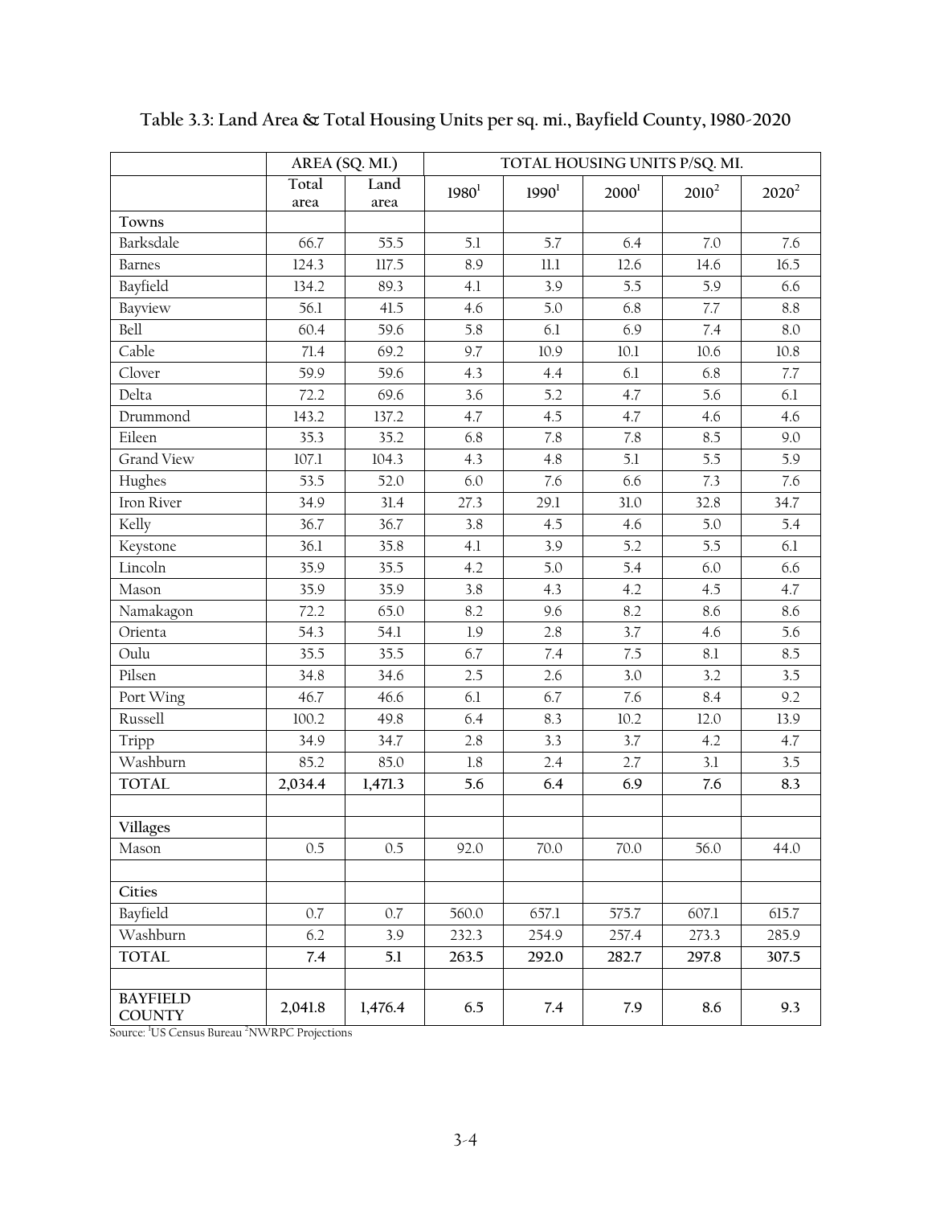**Table 3.3: Land Area & Total Housing Units per sq. mi., Bayfield County, 1980-2020**

| | AREA (SQ. MI.) | | TOTAL HOUSING UNITS P/SQ. MI. | | | | |
|---|---|---|---|---|---|---|---|
| | Total area | Land area | 1980[1] | 1990[1] | 2000[1] | 2010[2] | 2020[2] |
| **Towns** | | | | | | | |
| Barksdale | 66.7 | 55.5 | 5.1 | 5.7 | 6.4 | 7.0 | 7.6 |
| Barnes | 124.3 | 117.5 | 8.9 | 11.1 | 12.6 | 14.6 | 16.5 |
| Bayfield | 134.2 | 89.3 | 4.1 | 3.9 | 5.5 | 5.9 | 6.6 |
| Bayview | 56.1 | 41.5 | 4.6 | 5.0 | 6.8 | 7.7 | 8.8 |
| Bell | 60.4 | 59.6 | 5.8 | 6.1 | 6.9 | 7.4 | 8.0 |
| Cable | 71.4 | 69.2 | 9.7 | 10.9 | 10.1 | 10.6 | 10.8 |
| Clover | 59.9 | 59.6 | 4.3 | 4.4 | 6.1 | 6.8 | 7.7 |
| Delta | 72.2 | 69.6 | 3.6 | 5.2 | 4.7 | 5.6 | 6.1 |
| Drummond | 143.2 | 137.2 | 4.7 | 4.5 | 4.7 | 4.6 | 4.6 |
| Eileen | 35.3 | 35.2 | 6.8 | 7.8 | 7.8 | 8.5 | 9.0 |
| Grand View | 107.1 | 104.3 | 4.3 | 4.8 | 5.1 | 5.5 | 5.9 |
| Hughes | 53.5 | 52.0 | 6.0 | 7.6 | 6.6 | 7.3 | 7.6 |
| Iron River | 34.9 | 31.4 | 27.3 | 29.1 | 31.0 | 32.8 | 34.7 |
| Kelly | 36.7 | 36.7 | 3.8 | 4.5 | 4.6 | 5.0 | 5.4 |
| Keystone | 36.1 | 35.8 | 4.1 | 3.9 | 5.2 | 5.5 | 6.1 |
| Lincoln | 35.9 | 35.5 | 4.2 | 5.0 | 5.4 | 6.0 | 6.6 |
| Mason | 35.9 | 35.9 | 3.8 | 4.3 | 4.2 | 4.5 | 4.7 |
| Namakagon | 72.2 | 65.0 | 8.2 | 9.6 | 8.2 | 8.6 | 8.6 |
| Orienta | 54.3 | 54.1 | 1.9 | 2.8 | 3.7 | 4.6 | 5.6 |
| Oulu | 35.5 | 35.5 | 6.7 | 7.4 | 7.5 | 8.1 | 8.5 |
| Pilsen | 34.8 | 34.6 | 2.5 | 2.6 | 3.0 | 3.2 | 3.5 |
| Port Wing | 46.7 | 46.6 | 6.1 | 6.7 | 7.6 | 8.4 | 9.2 |
| Russell | 100.2 | 49.8 | 6.4 | 8.3 | 10.2 | 12.0 | 13.9 |
| Tripp | 34.9 | 34.7 | 2.8 | 3.3 | 3.7 | 4.2 | 4.7 |
| Washburn | 85.2 | 85.0 | 1.8 | 2.4 | 2.7 | 3.1 | 3.5 |
| **TOTAL** | **2,034.4** | **1,471.3** | **5.6** | **6.4** | **6.9** | **7.6** | **8.3** |
| | | | | | | | |
| **Villages** | | | | | | | |
| Mason | 0.5 | 0.5 | 92.0 | 70.0 | 70.0 | 56.0 | 44.0 |
| | | | | | | | |
| **Cities** | | | | | | | |
| Bayfield | 0.7 | 0.7 | 560.0 | 657.1 | 575.7 | 607.1 | 615.7 |
| Washburn | 6.2 | 3.9 | 232.3 | 254.9 | 257.4 | 273.3 | 285.9 |
| **TOTAL** | **7.4** | **5.1** | **263.5** | **292.0** | **282.7** | **297.8** | **307.5** |
| | | | | | | | |
| **BAYFIELD COUNTY** | **2,041.8** | **1,476.4** | **6.5** | **7.4** | **7.9** | **8.6** | **9.3** |

Source: [1]US Census Bureau [2]NWRPC Projections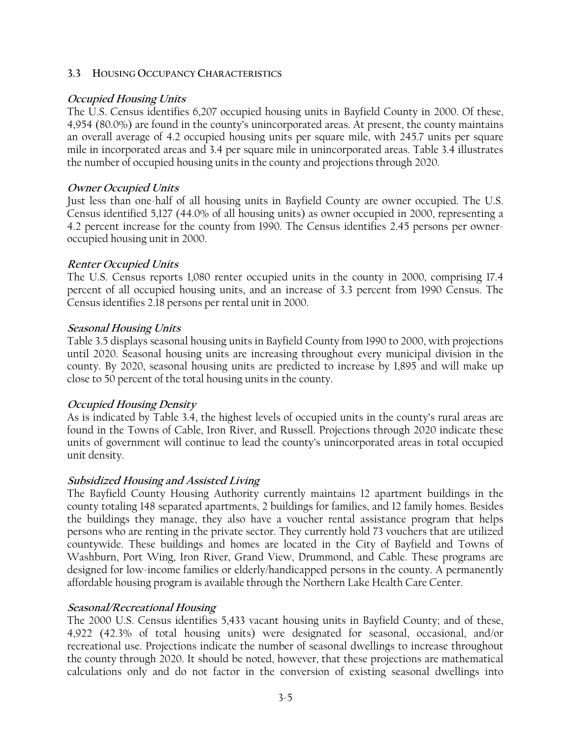### 3.3 Housing Occupancy Characteristics

***Occupied Housing Units***

The U.S. Census identifies 6,207 occupied housing units in Bayfield County in 2000. Of these, 4,954 (80.0%) are found in the county's unincorporated areas. At present, the county maintains an overall average of 4.2 occupied housing units per square mile, with 245.7 units per square mile in incorporated areas and 3.4 per square mile in unincorporated areas. Table 3.4 illustrates the number of occupied housing units in the county and projections through 2020.

***Owner Occupied Units***

Just less than one-half of all housing units in Bayfield County are owner occupied. The U.S. Census identified 5,127 (44.0% of all housing units) as owner occupied in 2000, representing a 4.2 percent increase for the county from 1990. The Census identifies 2.45 persons per owner-occupied housing unit in 2000.

***Renter Occupied Units***

The U.S. Census reports 1,080 renter occupied units in the county in 2000, comprising 17.4 percent of all occupied housing units, and an increase of 3.3 percent from 1990 Census. The Census identifies 2.18 persons per rental unit in 2000.

***Seasonal Housing Units***

Table 3.5 displays seasonal housing units in Bayfield County from 1990 to 2000, with projections until 2020. Seasonal housing units are increasing throughout every municipal division in the county. By 2020, seasonal housing units are predicted to increase by 1,895 and will make up close to 50 percent of the total housing units in the county.

***Occupied Housing Density***

As is indicated by Table 3.4, the highest levels of occupied units in the county's rural areas are found in the Towns of Cable, Iron River, and Russell. Projections through 2020 indicate these units of government will continue to lead the county's unincorporated areas in total occupied unit density.

***Subsidized Housing and Assisted Living***

The Bayfield County Housing Authority currently maintains 12 apartment buildings in the county totaling 148 separated apartments, 2 buildings for families, and 12 family homes. Besides the buildings they manage, they also have a voucher rental assistance program that helps persons who are renting in the private sector. They currently hold 73 vouchers that are utilized countywide. These buildings and homes are located in the City of Bayfield and Towns of Washburn, Port Wing, Iron River, Grand View, Drummond, and Cable. These programs are designed for low-income families or elderly/handicapped persons in the county. A permanently affordable housing program is available through the Northern Lake Health Care Center.

***Seasonal/Recreational Housing***

The 2000 U.S. Census identifies 5,433 vacant housing units in Bayfield County; and of these, 4,922 (42.3% of total housing units) were designated for seasonal, occasional, and/or recreational use. Projections indicate the number of seasonal dwellings to increase throughout the county through 2020. It should be noted, however, that these projections are mathematical calculations only and do not factor in the conversion of existing seasonal dwellings into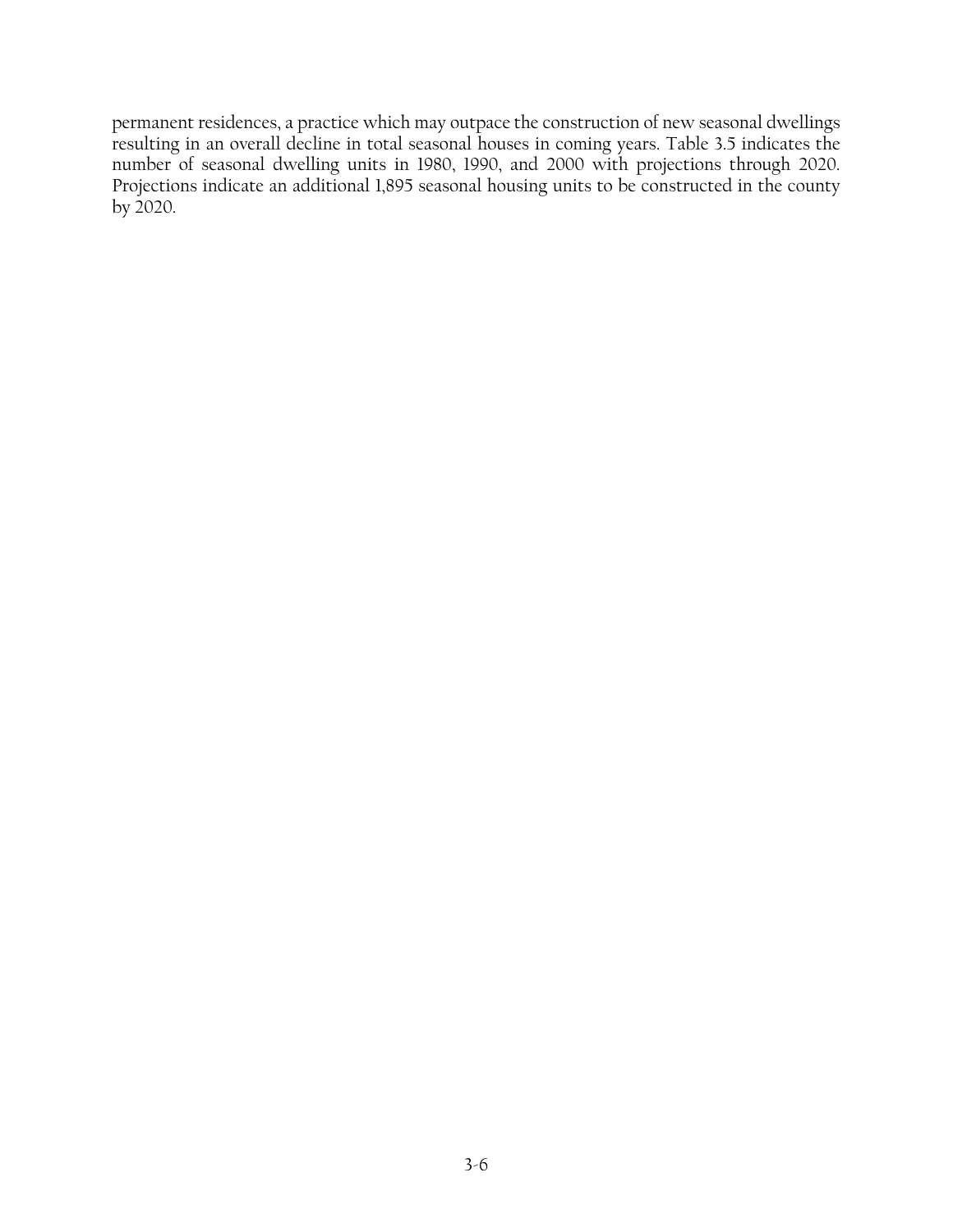permanent residences, a practice which may outpace the construction of new seasonal dwellings resulting in an overall decline in total seasonal houses in coming years. Table 3.5 indicates the number of seasonal dwelling units in 1980, 1990, and 2000 with projections through 2020. Projections indicate an additional 1,895 seasonal housing units to be constructed in the county by 2020.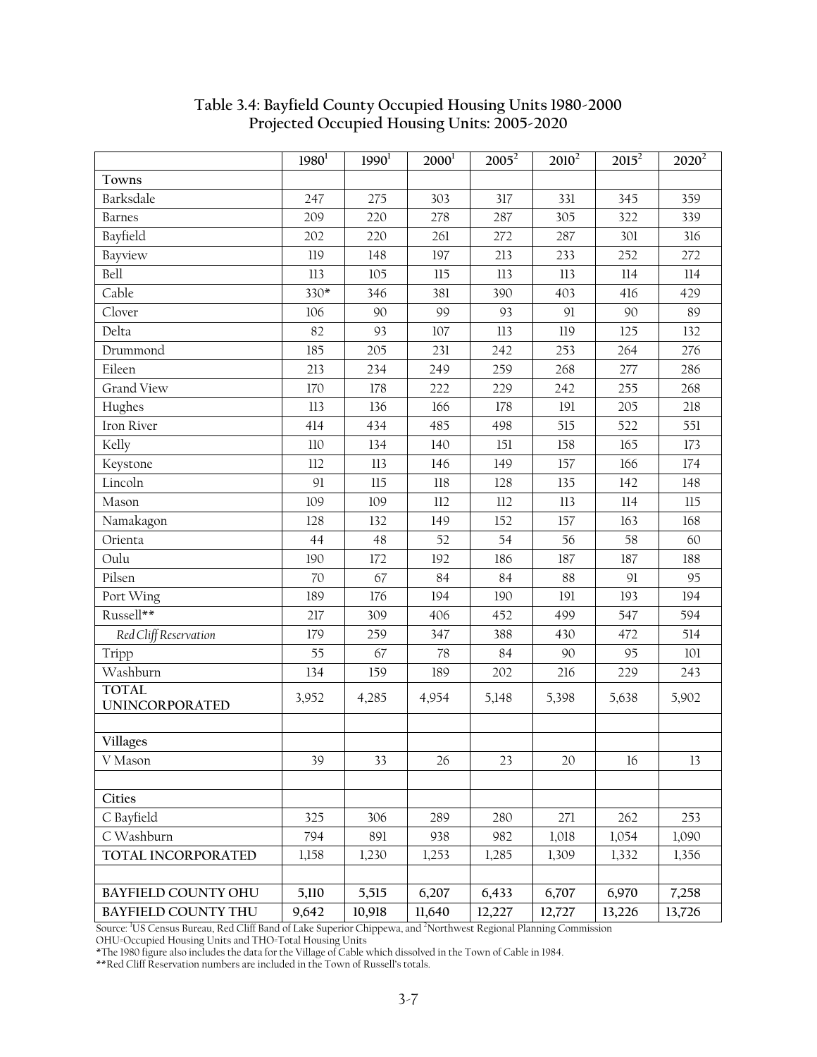## Table 3.4: Bayfield County Occupied Housing Units 1980-2000
## Projected Occupied Housing Units: 2005-2020

| | 1980[1] | 1990[1] | 2000[1] | 2005[2] | 2010[2] | 2015[2] | 2020[2] |
|---|---|---|---|---|---|---|---|
| **Towns** | | | | | | | |
| Barksdale | 247 | 275 | 303 | 317 | 331 | 345 | 359 |
| Barnes | 209 | 220 | 278 | 287 | 305 | 322 | 339 |
| Bayfield | 202 | 220 | 261 | 272 | 287 | 301 | 316 |
| Bayview | 119 | 148 | 197 | 213 | 233 | 252 | 272 |
| Bell | 113 | 105 | 115 | 113 | 113 | 114 | 114 |
| Cable | 330* | 346 | 381 | 390 | 403 | 416 | 429 |
| Clover | 106 | 90 | 99 | 93 | 91 | 90 | 89 |
| Delta | 82 | 93 | 107 | 113 | 119 | 125 | 132 |
| Drummond | 185 | 205 | 231 | 242 | 253 | 264 | 276 |
| Eileen | 213 | 234 | 249 | 259 | 268 | 277 | 286 |
| Grand View | 170 | 178 | 222 | 229 | 242 | 255 | 268 |
| Hughes | 113 | 136 | 166 | 178 | 191 | 205 | 218 |
| Iron River | 414 | 434 | 485 | 498 | 515 | 522 | 551 |
| Kelly | 110 | 134 | 140 | 151 | 158 | 165 | 173 |
| Keystone | 112 | 113 | 146 | 149 | 157 | 166 | 174 |
| Lincoln | 91 | 115 | 118 | 128 | 135 | 142 | 148 |
| Mason | 109 | 109 | 112 | 112 | 113 | 114 | 115 |
| Namakagon | 128 | 132 | 149 | 152 | 157 | 163 | 168 |
| Orienta | 44 | 48 | 52 | 54 | 56 | 58 | 60 |
| Oulu | 190 | 172 | 192 | 186 | 187 | 187 | 188 |
| Pilsen | 70 | 67 | 84 | 84 | 88 | 91 | 95 |
| Port Wing | 189 | 176 | 194 | 190 | 191 | 193 | 194 |
| Russell** | 217 | 309 | 406 | 452 | 499 | 547 | 594 |
| *Red Cliff Reservation* | 179 | 259 | 347 | 388 | 430 | 472 | 514 |
| Tripp | 55 | 67 | 78 | 84 | 90 | 95 | 101 |
| Washburn | 134 | 159 | 189 | 202 | 216 | 229 | 243 |
| **TOTAL UNINCORPORATED** | 3,952 | 4,285 | 4,954 | 5,148 | 5,398 | 5,638 | 5,902 |
| | | | | | | | |
| **Villages** | | | | | | | |
| V Mason | 39 | 33 | 26 | 23 | 20 | 16 | 13 |
| | | | | | | | |
| **Cities** | | | | | | | |
| C Bayfield | 325 | 306 | 289 | 280 | 271 | 262 | 253 |
| C Washburn | 794 | 891 | 938 | 982 | 1,018 | 1,054 | 1,090 |
| **TOTAL INCORPORATED** | 1,158 | 1,230 | 1,253 | 1,285 | 1,309 | 1,332 | 1,356 |
| | | | | | | | |
| **BAYFIELD COUNTY OHU** | **5,110** | **5,515** | **6,207** | **6,433** | **6,707** | **6,970** | **7,258** |
| **BAYFIELD COUNTY THU** | **9,642** | **10,918** | **11,640** | **12,227** | **12,727** | **13,226** | **13,726** |

Source: [1]US Census Bureau, Red Cliff Band of Lake Superior Chippewa, and [2]Northwest Regional Planning Commission
OHU=Occupied Housing Units and THO=Total Housing Units
*The 1980 figure also includes the data for the Village of Cable which dissolved in the Town of Cable in 1984.
**Red Cliff Reservation numbers are included in the Town of Russell's totals.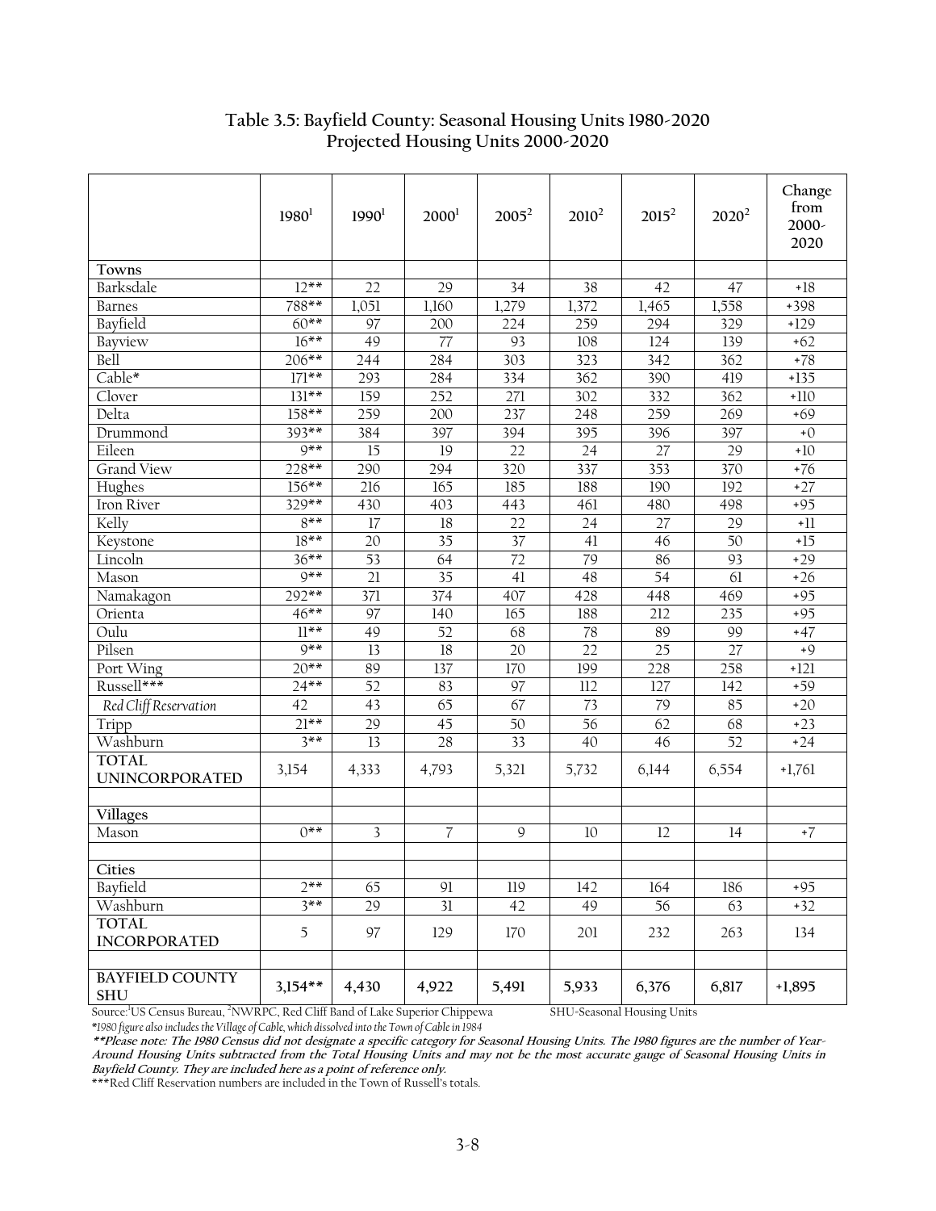## Table 3.5: Bayfield County: Seasonal Housing Units 1980-2020 Projected Housing Units 2000-2020

| | 1980[1] | 1990[1] | 2000[1] | 2005[2] | 2010[2] | 2015[2] | 2020[2] | Change from 2000-2020 |
|---|---|---|---|---|---|---|---|---|
| **Towns** | | | | | | | | |
| Barksdale | 12** | 22 | 29 | 34 | 38 | 42 | 47 | +18 |
| Barnes | 788** | 1,051 | 1,160 | 1,279 | 1,372 | 1,465 | 1,558 | +398 |
| Bayfield | 60** | 97 | 200 | 224 | 259 | 294 | 329 | +129 |
| Bayview | 16** | 49 | 77 | 93 | 108 | 124 | 139 | +62 |
| Bell | 206** | 244 | 284 | 303 | 323 | 342 | 362 | +78 |
| Cable* | 171** | 293 | 284 | 334 | 362 | 390 | 419 | +135 |
| Clover | 131** | 159 | 252 | 271 | 302 | 332 | 362 | +110 |
| Delta | 158** | 259 | 200 | 237 | 248 | 259 | 269 | +69 |
| Drummond | 393** | 384 | 397 | 394 | 395 | 396 | 397 | +0 |
| Eileen | 9** | 15 | 19 | 22 | 24 | 27 | 29 | +10 |
| Grand View | 228** | 290 | 294 | 320 | 337 | 353 | 370 | +76 |
| Hughes | 156** | 216 | 165 | 185 | 188 | 190 | 192 | +27 |
| Iron River | 329** | 430 | 403 | 443 | 461 | 480 | 498 | +95 |
| Kelly | 8** | 17 | 18 | 22 | 24 | 27 | 29 | +11 |
| Keystone | 18** | 20 | 35 | 37 | 41 | 46 | 50 | +15 |
| Lincoln | 36** | 53 | 64 | 72 | 79 | 86 | 93 | +29 |
| Mason | 9** | 21 | 35 | 41 | 48 | 54 | 61 | +26 |
| Namakagon | 292** | 371 | 374 | 407 | 428 | 448 | 469 | +95 |
| Orienta | 46** | 97 | 140 | 165 | 188 | 212 | 235 | +95 |
| Oulu | 11** | 49 | 52 | 68 | 78 | 89 | 99 | +47 |
| Pilsen | 9** | 13 | 18 | 20 | 22 | 25 | 27 | +9 |
| Port Wing | 20** | 89 | 137 | 170 | 199 | 228 | 258 | +121 |
| Russell*** | 24** | 52 | 83 | 97 | 112 | 127 | 142 | +59 |
| *Red Cliff Reservation* | 42 | 43 | 65 | 67 | 73 | 79 | 85 | +20 |
| Tripp | 21** | 29 | 45 | 50 | 56 | 62 | 68 | +23 |
| Washburn | 3** | 13 | 28 | 33 | 40 | 46 | 52 | +24 |
| **TOTAL UNINCORPORATED** | 3,154 | 4,333 | 4,793 | 5,321 | 5,732 | 6,144 | 6,554 | +1,761 |
| | | | | | | | | |
| **Villages** | | | | | | | | |
| Mason | 0** | 3 | 7 | 9 | 10 | 12 | 14 | +7 |
| | | | | | | | | |
| **Cities** | | | | | | | | |
| Bayfield | 2** | 65 | 91 | 119 | 142 | 164 | 186 | +95 |
| Washburn | 3** | 29 | 31 | 42 | 49 | 56 | 63 | +32 |
| **TOTAL INCORPORATED** | 5 | 97 | 129 | 170 | 201 | 232 | 263 | 134 |
| | | | | | | | | |
| **BAYFIELD COUNTY SHU** | **3,154**** | **4,430** | **4,922** | **5,491** | **5,933** | **6,376** | **6,817** | **+1,895** |

Source:[1]US Census Bureau, [2]NWRPC, Red Cliff Band of Lake Superior Chippewa SHU=Seasonal Housing Units

*\*1980 figure also includes the Village of Cable, which dissolved into the Town of Cable in 1984*

***\*\*Please note: The 1980 Census did not designate a specific category for Seasonal Housing Units. The 1980 figures are the number of Year-Around Housing Units subtracted from the Total Housing Units and may not be the most accurate gauge of Seasonal Housing Units in Bayfield County. They are included here as a point of reference only.***

\*\*\*Red Cliff Reservation numbers are included in the Town of Russell's totals.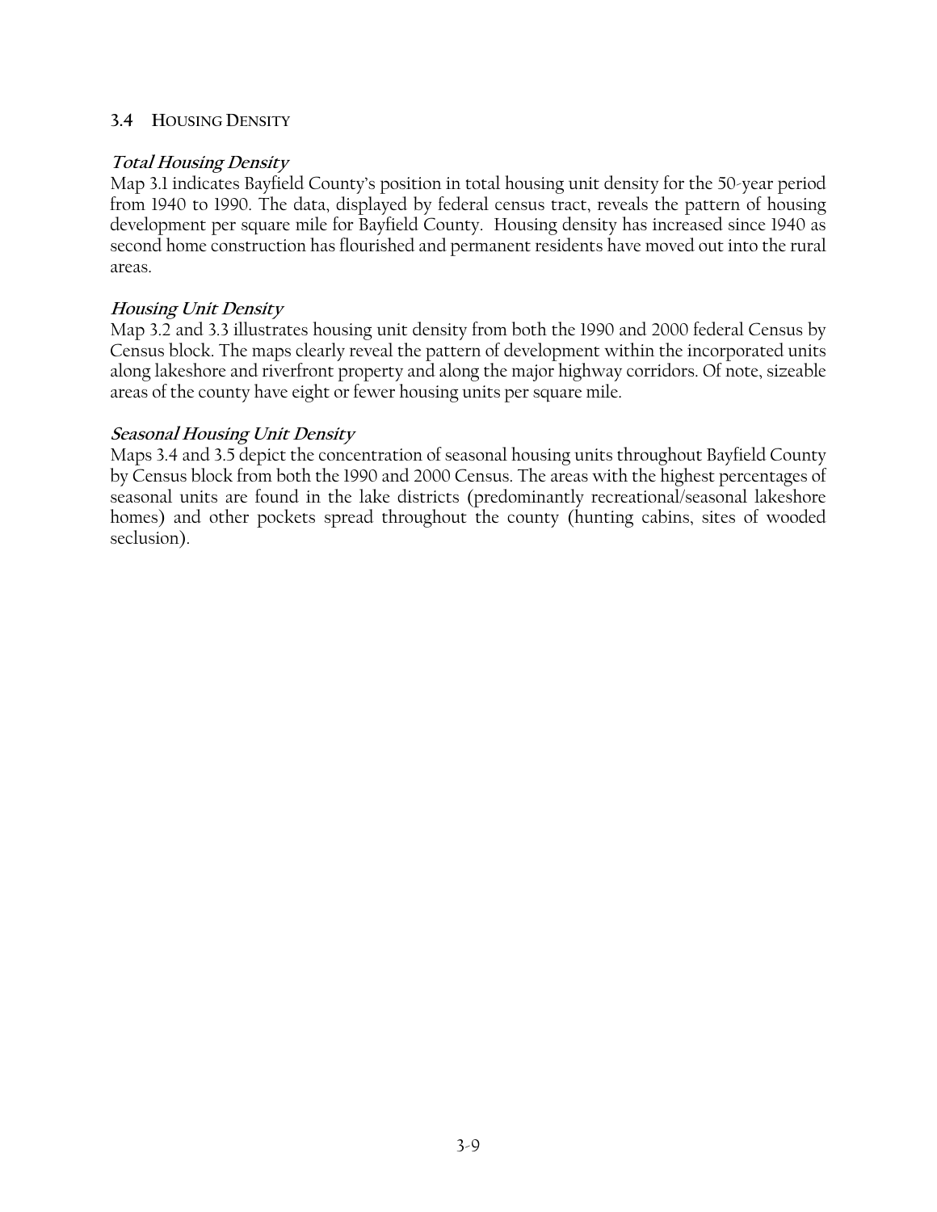## 3.4 Housing Density

***Total Housing Density***

Map 3.1 indicates Bayfield County's position in total housing unit density for the 50-year period from 1940 to 1990. The data, displayed by federal census tract, reveals the pattern of housing development per square mile for Bayfield County. Housing density has increased since 1940 as second home construction has flourished and permanent residents have moved out into the rural areas.

***Housing Unit Density***

Map 3.2 and 3.3 illustrates housing unit density from both the 1990 and 2000 federal Census by Census block. The maps clearly reveal the pattern of development within the incorporated units along lakeshore and riverfront property and along the major highway corridors. Of note, sizeable areas of the county have eight or fewer housing units per square mile.

***Seasonal Housing Unit Density***

Maps 3.4 and 3.5 depict the concentration of seasonal housing units throughout Bayfield County by Census block from both the 1990 and 2000 Census. The areas with the highest percentages of seasonal units are found in the lake districts (predominantly recreational/seasonal lakeshore homes) and other pockets spread throughout the county (hunting cabins, sites of wooded seclusion).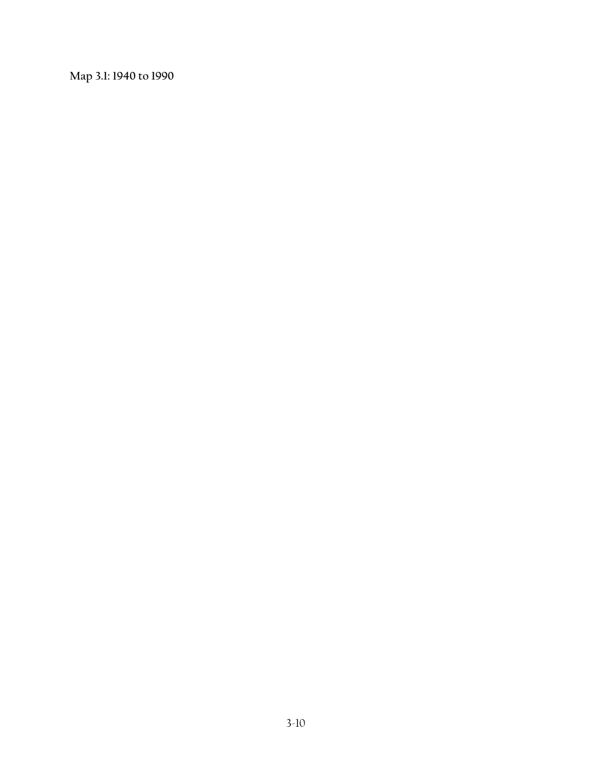**Map 3.1: 1940 to 1990**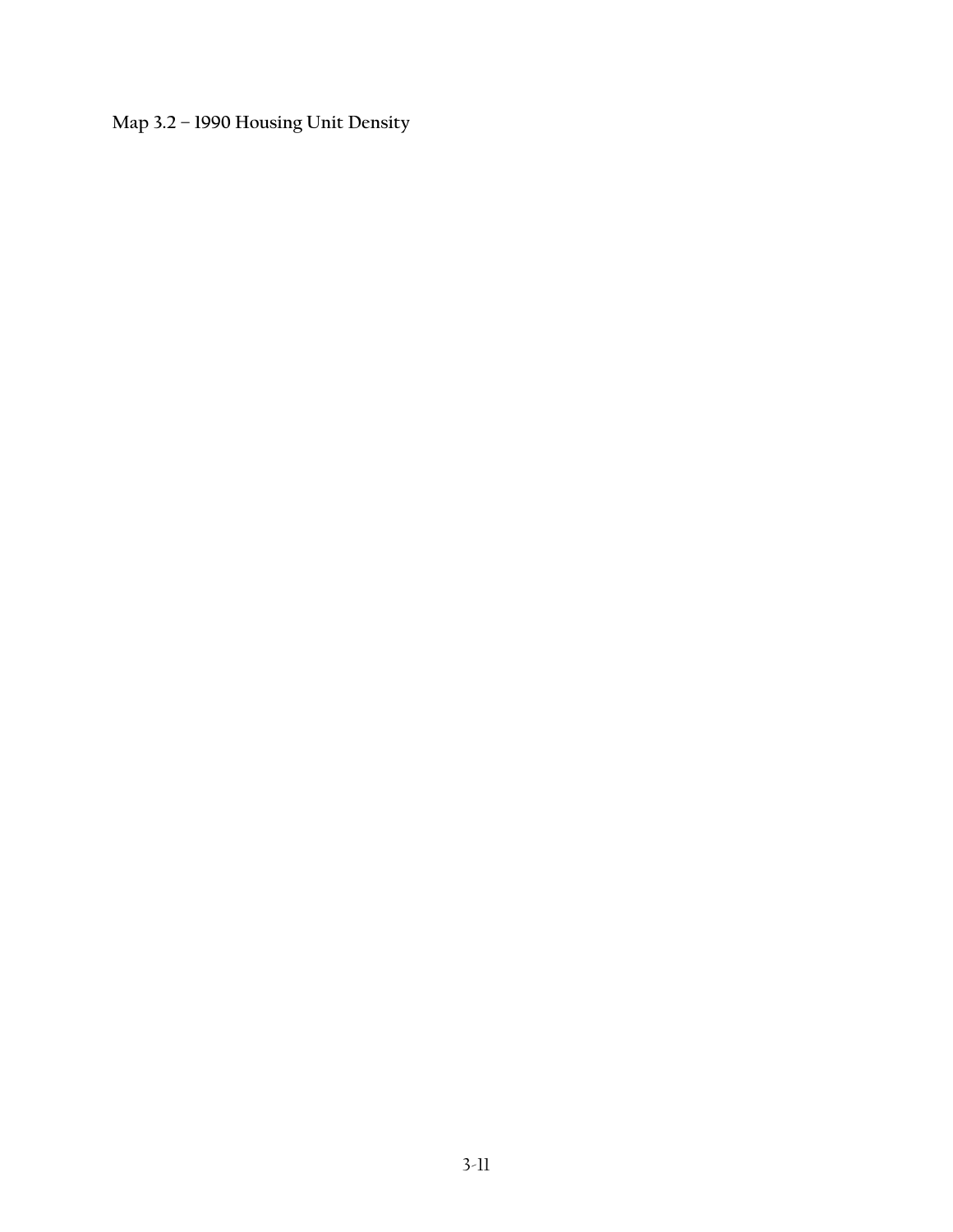**Map 3.2 – 1990 Housing Unit Density**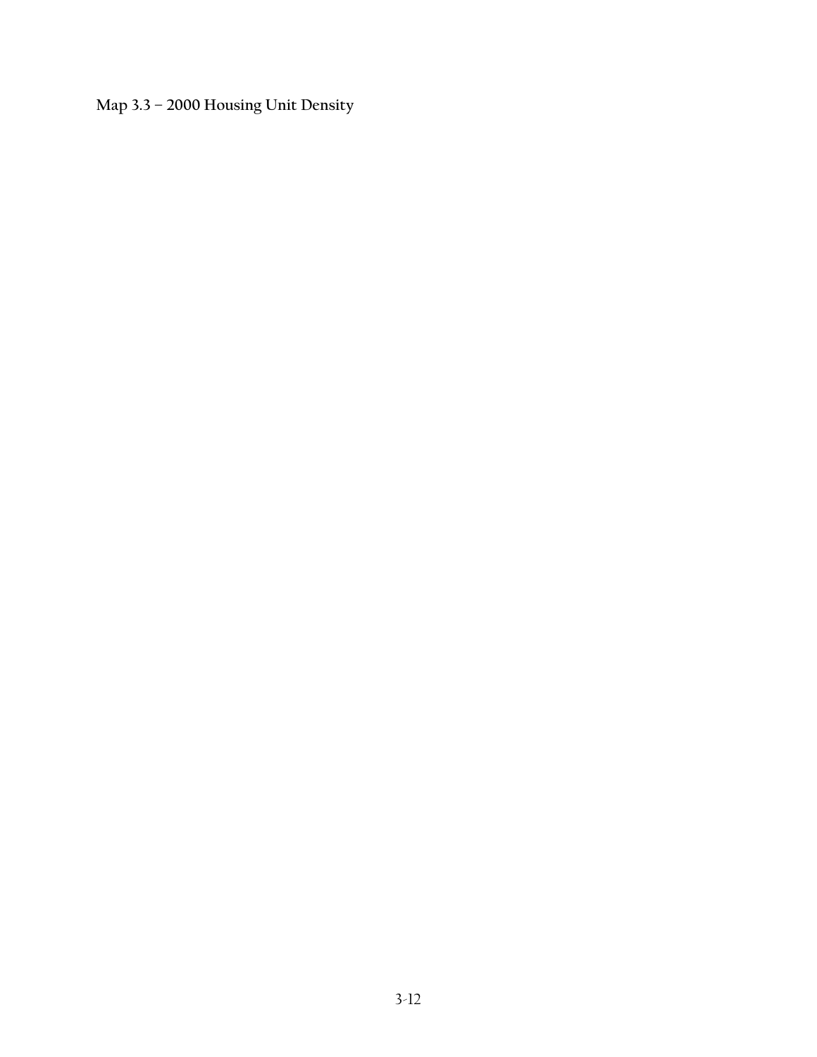**Map 3.3 – 2000 Housing Unit Density**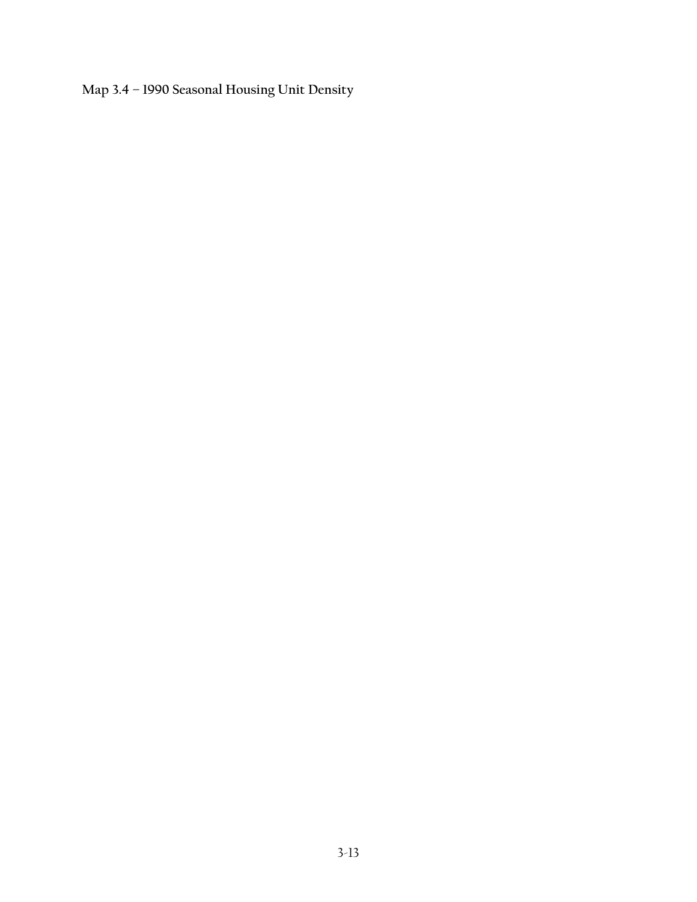**Map 3.4 – 1990 Seasonal Housing Unit Density**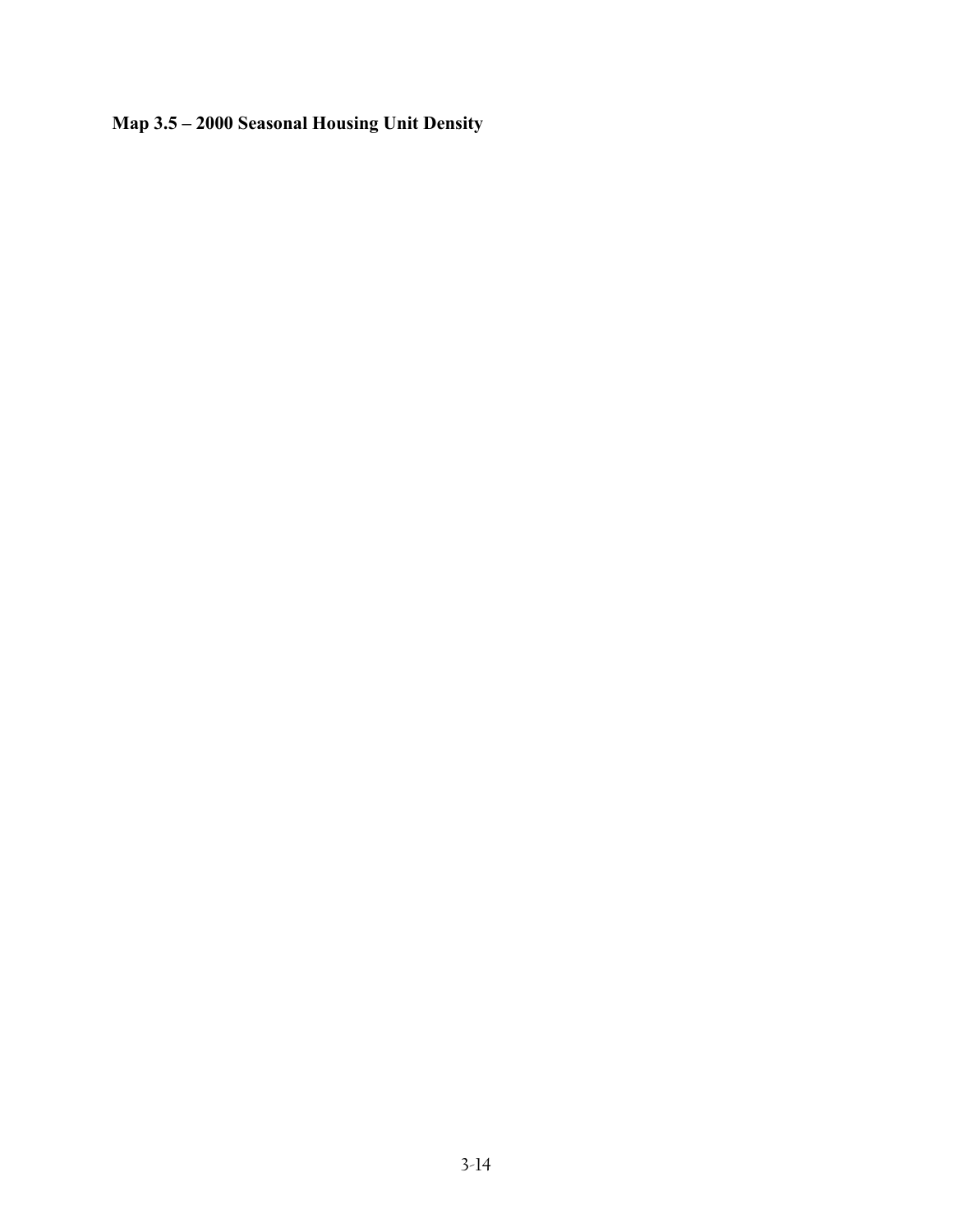**Map 3.5 – 2000 Seasonal Housing Unit Density**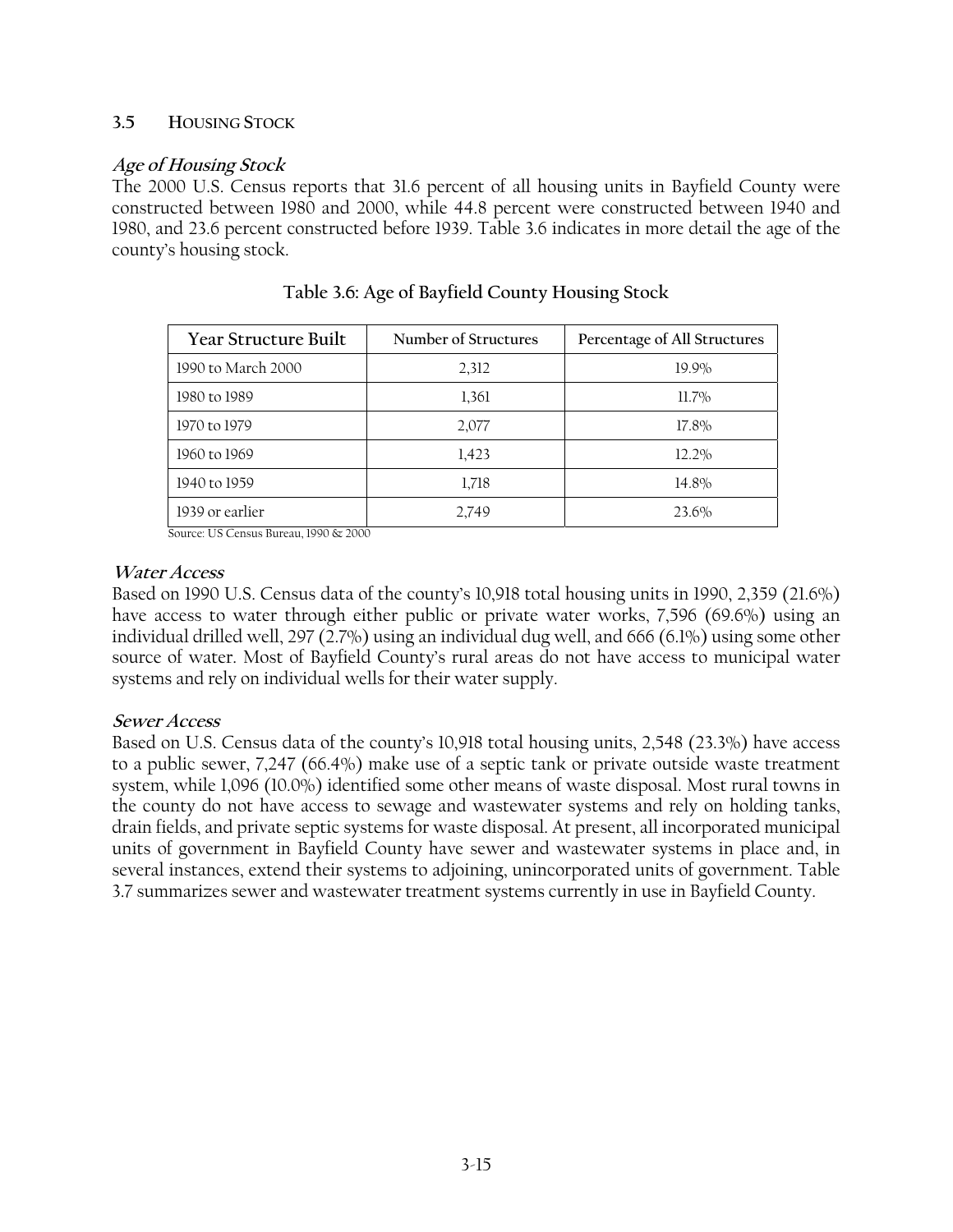## 3.5 Housing Stock

### *Age of Housing Stock*

The 2000 U.S. Census reports that 31.6 percent of all housing units in Bayfield County were constructed between 1980 and 2000, while 44.8 percent were constructed between 1940 and 1980, and 23.6 percent constructed before 1939. Table 3.6 indicates in more detail the age of the county's housing stock.

**Table 3.6: Age of Bayfield County Housing Stock**

| Year Structure Built | Number of Structures | Percentage of All Structures |
|---|---|---|
| 1990 to March 2000 | 2,312 | 19.9% |
| 1980 to 1989 | 1,361 | 11.7% |
| 1970 to 1979 | 2,077 | 17.8% |
| 1960 to 1969 | 1,423 | 12.2% |
| 1940 to 1959 | 1,718 | 14.8% |
| 1939 or earlier | 2,749 | 23.6% |

Source: US Census Bureau, 1990 & 2000

### *Water Access*

Based on 1990 U.S. Census data of the county's 10,918 total housing units in 1990, 2,359 (21.6%) have access to water through either public or private water works, 7,596 (69.6%) using an individual drilled well, 297 (2.7%) using an individual dug well, and 666 (6.1%) using some other source of water. Most of Bayfield County's rural areas do not have access to municipal water systems and rely on individual wells for their water supply.

### *Sewer Access*

Based on U.S. Census data of the county's 10,918 total housing units, 2,548 (23.3%) have access to a public sewer, 7,247 (66.4%) make use of a septic tank or private outside waste treatment system, while 1,096 (10.0%) identified some other means of waste disposal. Most rural towns in the county do not have access to sewage and wastewater systems and rely on holding tanks, drain fields, and private septic systems for waste disposal. At present, all incorporated municipal units of government in Bayfield County have sewer and wastewater systems in place and, in several instances, extend their systems to adjoining, unincorporated units of government. Table 3.7 summarizes sewer and wastewater treatment systems currently in use in Bayfield County.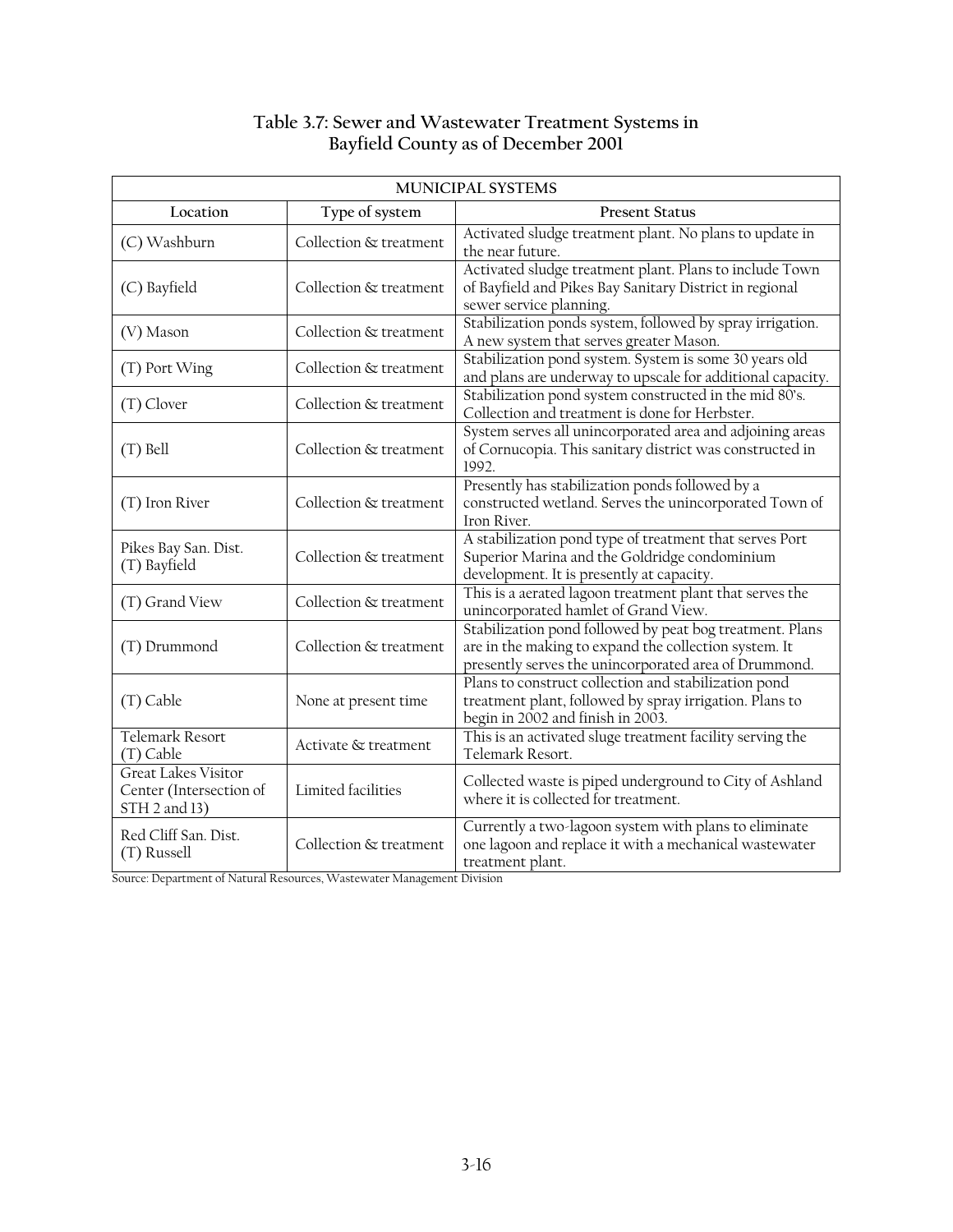## Table 3.7: Sewer and Wastewater Treatment Systems in Bayfield County as of December 2001

| MUNICIPAL SYSTEMS | | |
|---|---|---|
| **Location** | **Type of system** | **Present Status** |
| (C) Washburn | Collection & treatment | Activated sludge treatment plant. No plans to update in the near future. |
| (C) Bayfield | Collection & treatment | Activated sludge treatment plant. Plans to include Town of Bayfield and Pikes Bay Sanitary District in regional sewer service planning. |
| (V) Mason | Collection & treatment | Stabilization ponds system, followed by spray irrigation. A new system that serves greater Mason. |
| (T) Port Wing | Collection & treatment | Stabilization pond system. System is some 30 years old and plans are underway to upscale for additional capacity. |
| (T) Clover | Collection & treatment | Stabilization pond system constructed in the mid 80's. Collection and treatment is done for Herbster. |
| (T) Bell | Collection & treatment | System serves all unincorporated area and adjoining areas of Cornucopia. This sanitary district was constructed in 1992. |
| (T) Iron River | Collection & treatment | Presently has stabilization ponds followed by a constructed wetland. Serves the unincorporated Town of Iron River. |
| Pikes Bay San. Dist. (T) Bayfield | Collection & treatment | A stabilization pond type of treatment that serves Port Superior Marina and the Goldridge condominium development. It is presently at capacity. |
| (T) Grand View | Collection & treatment | This is a aerated lagoon treatment plant that serves the unincorporated hamlet of Grand View. |
| (T) Drummond | Collection & treatment | Stabilization pond followed by peat bog treatment. Plans are in the making to expand the collection system. It presently serves the unincorporated area of Drummond. |
| (T) Cable | None at present time | Plans to construct collection and stabilization pond treatment plant, followed by spray irrigation. Plans to begin in 2002 and finish in 2003. |
| Telemark Resort (T) Cable | Activate & treatment | This is an activated sluge treatment facility serving the Telemark Resort. |
| Great Lakes Visitor Center (Intersection of STH 2 and 13) | Limited facilities | Collected waste is piped underground to City of Ashland where it is collected for treatment. |
| Red Cliff San. Dist. (T) Russell | Collection & treatment | Currently a two-lagoon system with plans to eliminate one lagoon and replace it with a mechanical wastewater treatment plant. |

Source: Department of Natural Resources, Wastewater Management Division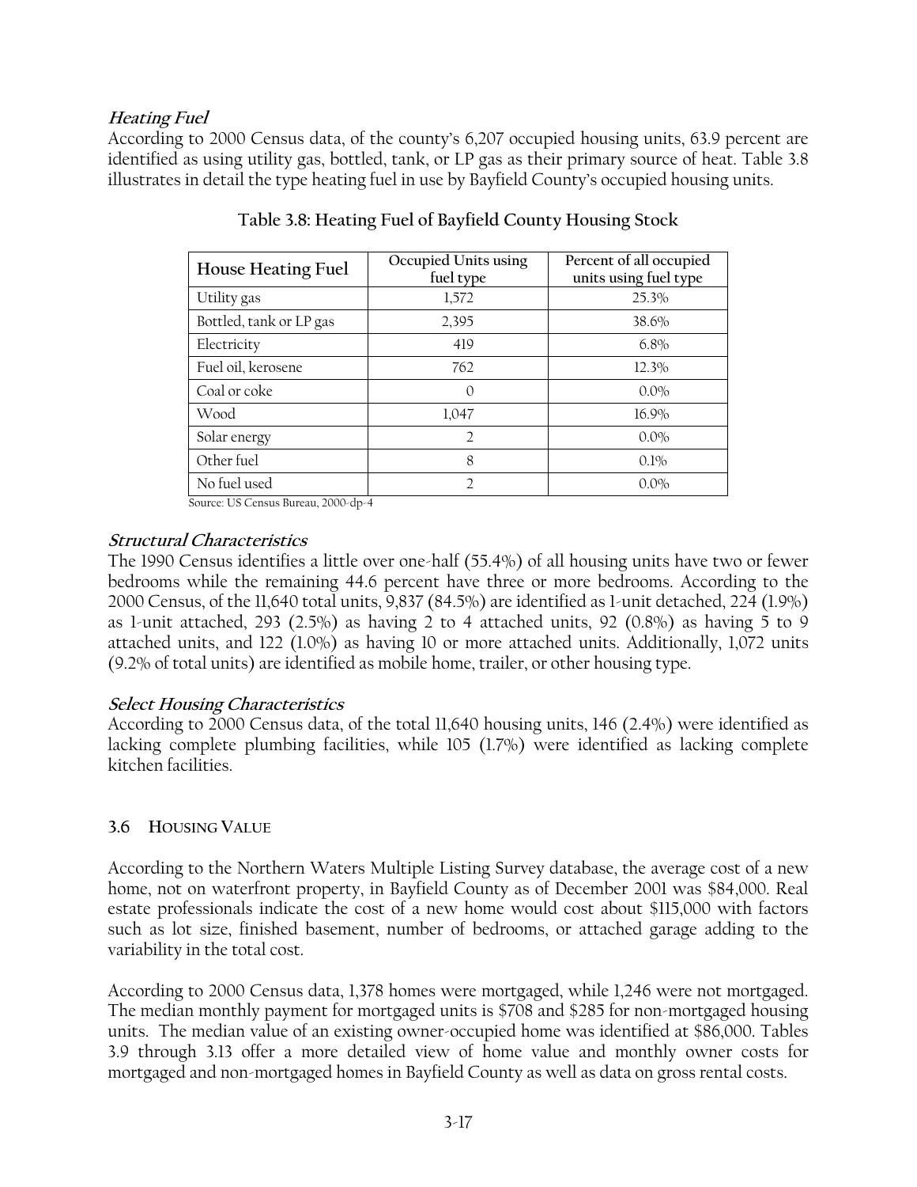### *Heating Fuel*

According to 2000 Census data, of the county's 6,207 occupied housing units, 63.9 percent are identified as using utility gas, bottled, tank, or LP gas as their primary source of heat. Table 3.8 illustrates in detail the type heating fuel in use by Bayfield County's occupied housing units.

**Table 3.8: Heating Fuel of Bayfield County Housing Stock**

| House Heating Fuel | Occupied Units using fuel type | Percent of all occupied units using fuel type |
|---|---|---|
| Utility gas | 1,572 | 25.3% |
| Bottled, tank or LP gas | 2,395 | 38.6% |
| Electricity | 419 | 6.8% |
| Fuel oil, kerosene | 762 | 12.3% |
| Coal or coke | 0 | 0.0% |
| Wood | 1,047 | 16.9% |
| Solar energy | 2 | 0.0% |
| Other fuel | 8 | 0.1% |
| No fuel used | 2 | 0.0% |

Source: US Census Bureau, 2000-dp-4

### *Structural Characteristics*

The 1990 Census identifies a little over one-half (55.4%) of all housing units have two or fewer bedrooms while the remaining 44.6 percent have three or more bedrooms. According to the 2000 Census, of the 11,640 total units, 9,837 (84.5%) are identified as 1-unit detached, 224 (1.9%) as 1-unit attached, 293 (2.5%) as having 2 to 4 attached units, 92 (0.8%) as having 5 to 9 attached units, and 122 (1.0%) as having 10 or more attached units. Additionally, 1,072 units (9.2% of total units) are identified as mobile home, trailer, or other housing type.

### *Select Housing Characteristics*

According to 2000 Census data, of the total 11,640 housing units, 146 (2.4%) were identified as lacking complete plumbing facilities, while 105 (1.7%) were identified as lacking complete kitchen facilities.

## 3.6 HOUSING VALUE

According to the Northern Waters Multiple Listing Survey database, the average cost of a new home, not on waterfront property, in Bayfield County as of December 2001 was $84,000. Real estate professionals indicate the cost of a new home would cost about $115,000 with factors such as lot size, finished basement, number of bedrooms, or attached garage adding to the variability in the total cost.

According to 2000 Census data, 1,378 homes were mortgaged, while 1,246 were not mortgaged. The median monthly payment for mortgaged units is $708 and $285 for non-mortgaged housing units. The median value of an existing owner-occupied home was identified at $86,000. Tables 3.9 through 3.13 offer a more detailed view of home value and monthly owner costs for mortgaged and non-mortgaged homes in Bayfield County as well as data on gross rental costs.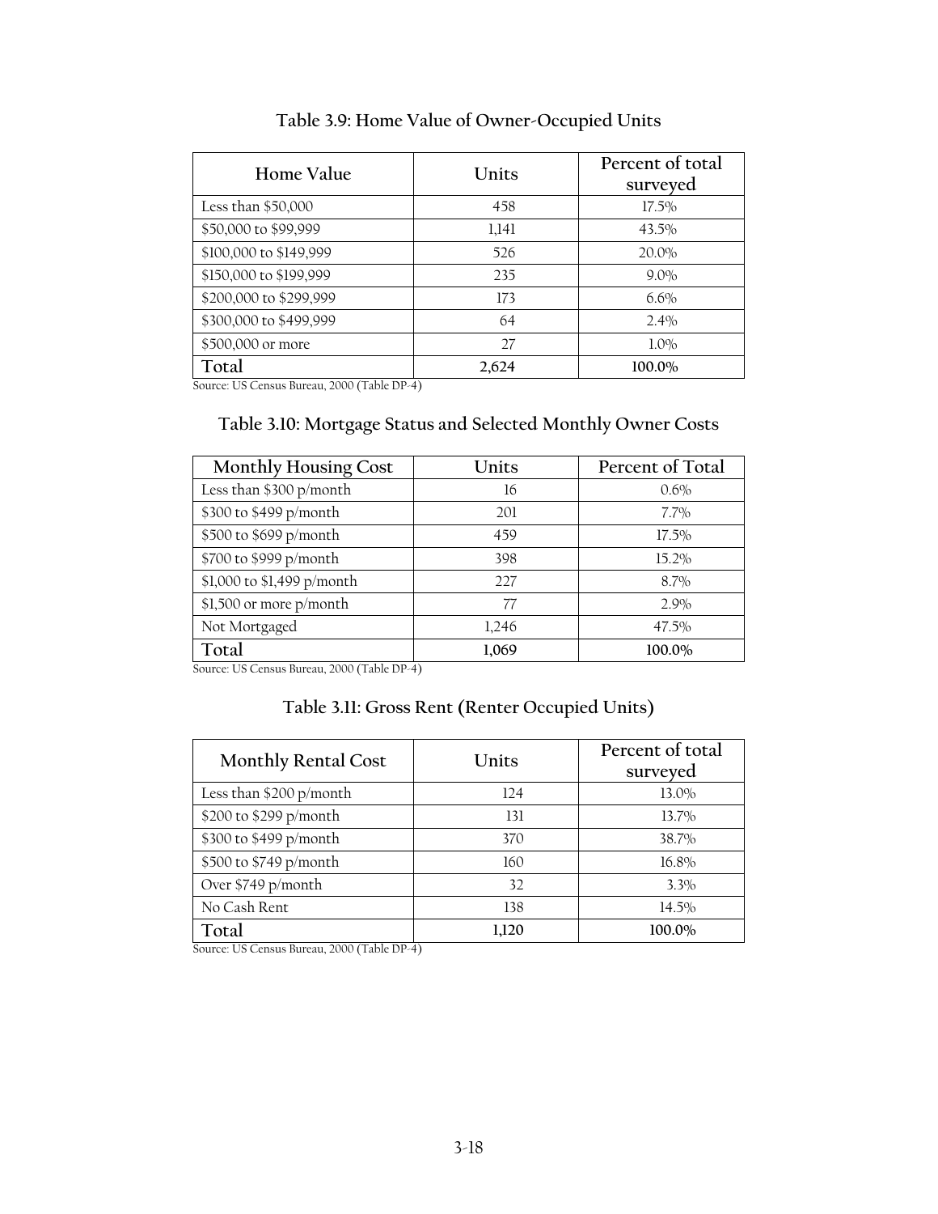### Table 3.9: Home Value of Owner-Occupied Units

| Home Value | Units | Percent of total surveyed |
|---|---|---|
| Less than $50,000 | 458 | 17.5% |
| $50,000 to $99,999 | 1,141 | 43.5% |
| $100,000 to $149,999 | 526 | 20.0% |
| $150,000 to $199,999 | 235 | 9.0% |
| $200,000 to $299,999 | 173 | 6.6% |
| $300,000 to $499,999 | 64 | 2.4% |
| $500,000 or more | 27 | 1.0% |
| Total | **2,624** | **100.0%** |

Source: US Census Bureau, 2000 (Table DP-4)

### Table 3.10: Mortgage Status and Selected Monthly Owner Costs

| Monthly Housing Cost | Units | Percent of Total |
|---|---|---|
| Less than $300 p/month | 16 | 0.6% |
| $300 to $499 p/month | 201 | 7.7% |
| $500 to $699 p/month | 459 | 17.5% |
| $700 to $999 p/month | 398 | 15.2% |
| $1,000 to $1,499 p/month | 227 | 8.7% |
| $1,500 or more p/month | 77 | 2.9% |
| Not Mortgaged | 1,246 | 47.5% |
| Total | **1,069** | **100.0%** |

Source: US Census Bureau, 2000 (Table DP-4)

### Table 3.11: Gross Rent (Renter Occupied Units)

| Monthly Rental Cost | Units | Percent of total surveyed |
|---|---|---|
| Less than $200 p/month | 124 | 13.0% |
| $200 to $299 p/month | 131 | 13.7% |
| $300 to $499 p/month | 370 | 38.7% |
| $500 to $749 p/month | 160 | 16.8% |
| Over $749 p/month | 32 | 3.3% |
| No Cash Rent | 138 | 14.5% |
| Total | **1,120** | **100.0%** |

Source: US Census Bureau, 2000 (Table DP-4)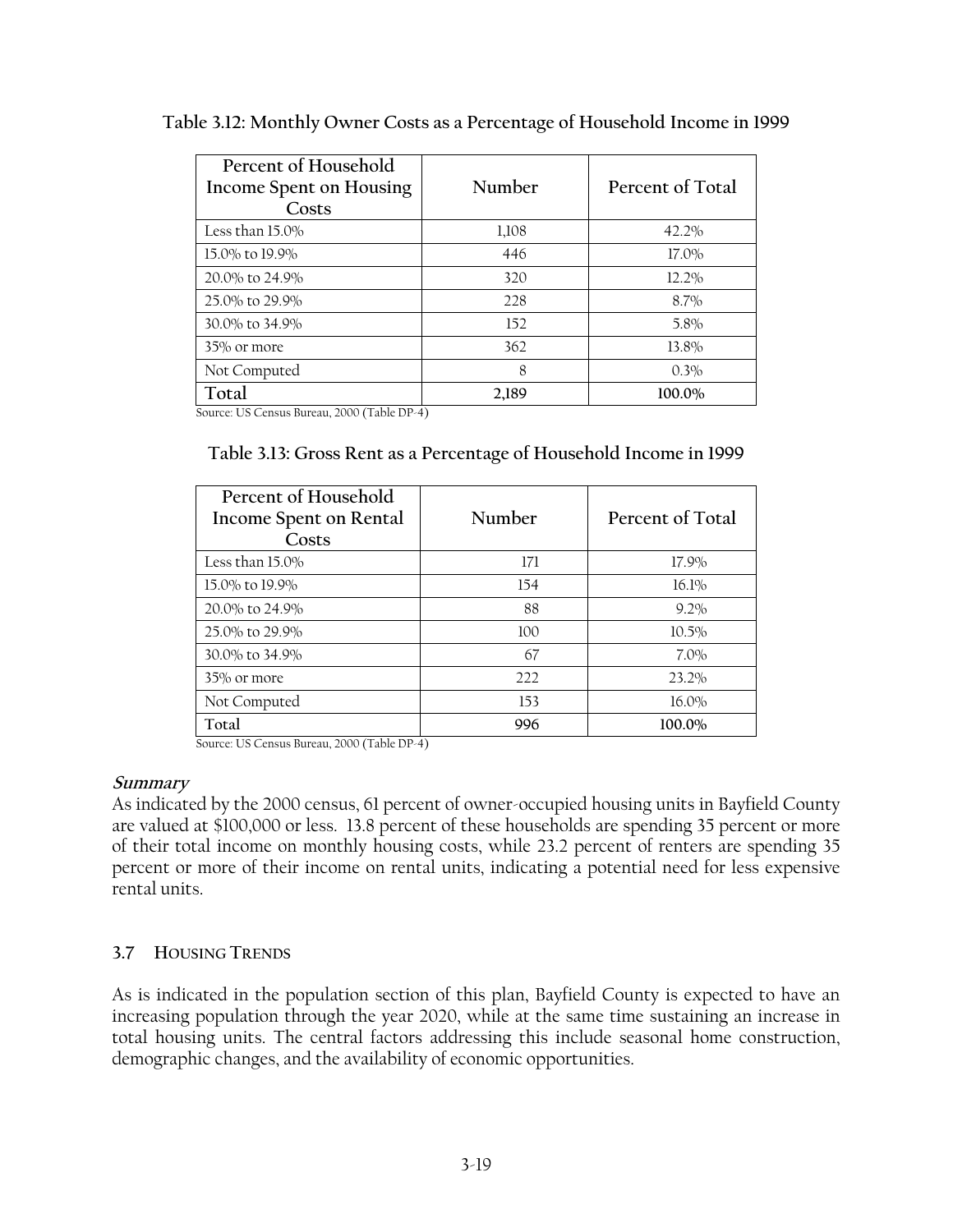**Table 3.12: Monthly Owner Costs as a Percentage of Household Income in 1999**

| Percent of Household Income Spent on Housing Costs | Number | Percent of Total |
|---|---|---|
| Less than 15.0% | 1,108 | 42.2% |
| 15.0% to 19.9% | 446 | 17.0% |
| 20.0% to 24.9% | 320 | 12.2% |
| 25.0% to 29.9% | 228 | 8.7% |
| 30.0% to 34.9% | 152 | 5.8% |
| 35% or more | 362 | 13.8% |
| Not Computed | 8 | 0.3% |
| **Total** | **2,189** | **100.0%** |

Source: US Census Bureau, 2000 (Table DP-4)

**Table 3.13: Gross Rent as a Percentage of Household Income in 1999**

| Percent of Household Income Spent on Rental Costs | Number | Percent of Total |
|---|---|---|
| Less than 15.0% | 171 | 17.9% |
| 15.0% to 19.9% | 154 | 16.1% |
| 20.0% to 24.9% | 88 | 9.2% |
| 25.0% to 29.9% | 100 | 10.5% |
| 30.0% to 34.9% | 67 | 7.0% |
| 35% or more | 222 | 23.2% |
| Not Computed | 153 | 16.0% |
| **Total** | **996** | **100.0%** |

Source: US Census Bureau, 2000 (Table DP-4)

***Summary***

As indicated by the 2000 census, 61 percent of owner-occupied housing units in Bayfield County are valued at $100,000 or less. 13.8 percent of these households are spending 35 percent or more of their total income on monthly housing costs, while 23.2 percent of renters are spending 35 percent or more of their income on rental units, indicating a potential need for less expensive rental units.

## 3.7 HOUSING TRENDS

As is indicated in the population section of this plan, Bayfield County is expected to have an increasing population through the year 2020, while at the same time sustaining an increase in total housing units. The central factors addressing this include seasonal home construction, demographic changes, and the availability of economic opportunities.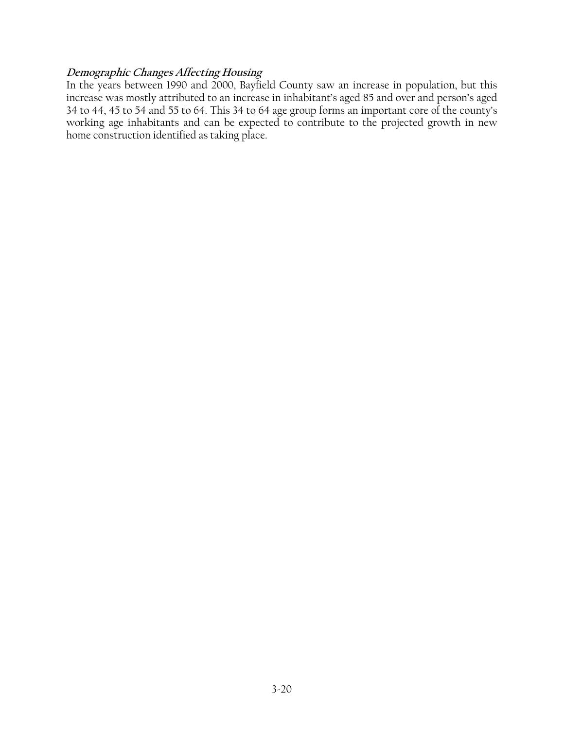***Demographic Changes Affecting Housing***

In the years between 1990 and 2000, Bayfield County saw an increase in population, but this increase was mostly attributed to an increase in inhabitant's aged 85 and over and person's aged 34 to 44, 45 to 54 and 55 to 64. This 34 to 64 age group forms an important core of the county's working age inhabitants and can be expected to contribute to the projected growth in new home construction identified as taking place.